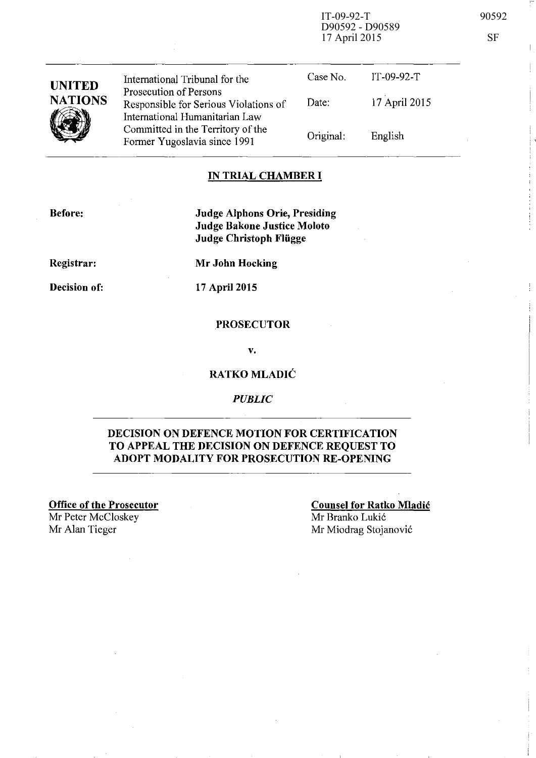IT-09-92-T
D90592 - D90589
17 April 2015

| UNITED NATIONS | International Tribunal for the Prosecution of Persons Responsible for Serious Violations of International Humanitarian Law Committed in the Territory of the Former Yugoslavia since 1991 | Case No. | IT-09-92-T |
|---|---|---|---|
| | | Date: | 17 April 2015 |
| | | Original: | English |

## IN TRIAL CHAMBER I

**Before:** **Judge Alphons Orie, Presiding**
**Judge Bakone Justice Moloto**
**Judge Christoph Flügge**

**Registrar:** **Mr John Hocking**

**Decision of:** **17 April 2015**

**PROSECUTOR**

**v.**

**RATKO MLADIĆ**

*PUBLIC*

## DECISION ON DEFENCE MOTION FOR CERTIFICATION TO APPEAL THE DECISION ON DEFENCE REQUEST TO ADOPT MODALITY FOR PROSECUTION RE-OPENING

**Office of the Prosecutor**
Mr Peter McCloskey
Mr Alan Tieger

**Counsel for Ratko Mladić**
Mr Branko Lukić
Mr Miodrag Stojanović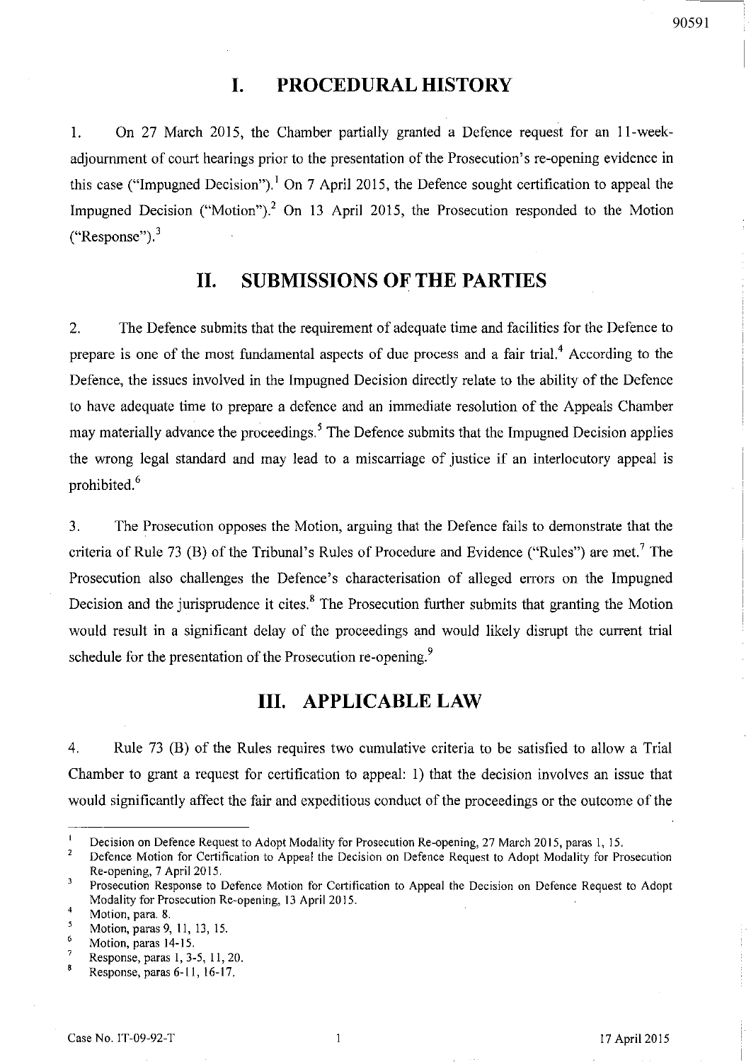# I. PROCEDURAL HISTORY

1. On 27 March 2015, the Chamber partially granted a Defence request for an 11-week-adjournment of court hearings prior to the presentation of the Prosecution's re-opening evidence in this case ("Impugned Decision").[1] On 7 April 2015, the Defence sought certification to appeal the Impugned Decision ("Motion").[2] On 13 April 2015, the Prosecution responded to the Motion ("Response").[3]

# II. SUBMISSIONS OF THE PARTIES

2. The Defence submits that the requirement of adequate time and facilities for the Defence to prepare is one of the most fundamental aspects of due process and a fair trial.[4] According to the Defence, the issues involved in the Impugned Decision directly relate to the ability of the Defence to have adequate time to prepare a defence and an immediate resolution of the Appeals Chamber may materially advance the proceedings.[5] The Defence submits that the Impugned Decision applies the wrong legal standard and may lead to a miscarriage of justice if an interlocutory appeal is prohibited.[6]

3. The Prosecution opposes the Motion, arguing that the Defence fails to demonstrate that the criteria of Rule 73 (B) of the Tribunal's Rules of Procedure and Evidence ("Rules") are met.[7] The Prosecution also challenges the Defence's characterisation of alleged errors on the Impugned Decision and the jurisprudence it cites.[8] The Prosecution further submits that granting the Motion would result in a significant delay of the proceedings and would likely disrupt the current trial schedule for the presentation of the Prosecution re-opening.[9]

# III. APPLICABLE LAW

4. Rule 73 (B) of the Rules requires two cumulative criteria to be satisfied to allow a Trial Chamber to grant a request for certification to appeal: 1) that the decision involves an issue that would significantly affect the fair and expeditious conduct of the proceedings or the outcome of the

---

[1] Decision on Defence Request to Adopt Modality for Prosecution Re-opening, 27 March 2015, paras 1, 15.

[2] Defence Motion for Certification to Appeal the Decision on Defence Request to Adopt Modality for Prosecution Re-opening, 7 April 2015.

[3] Prosecution Response to Defence Motion for Certification to Appeal the Decision on Defence Request to Adopt Modality for Prosecution Re-opening, 13 April 2015.

[4] Motion, para. 8.

[5] Motion, paras 9, 11, 13, 15.

[6] Motion, paras 14-15.

[7] Response, paras 1, 3-5, 11, 20.

[8] Response, paras 6-11, 16-17.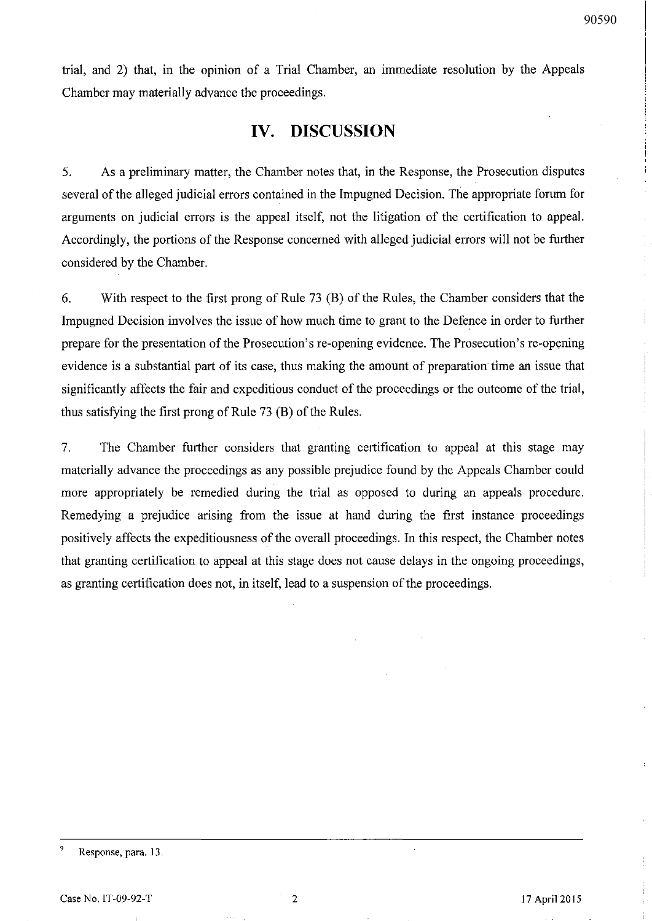trial, and 2) that, in the opinion of a Trial Chamber, an immediate resolution by the Appeals Chamber may materially advance the proceedings.

## IV. DISCUSSION

5. As a preliminary matter, the Chamber notes that, in the Response, the Prosecution disputes several of the alleged judicial errors contained in the Impugned Decision. The appropriate forum for arguments on judicial errors is the appeal itself, not the litigation of the certification to appeal. Accordingly, the portions of the Response concerned with alleged judicial errors will not be further considered by the Chamber.

6. With respect to the first prong of Rule 73 (B) of the Rules, the Chamber considers that the Impugned Decision involves the issue of how much time to grant to the Defence in order to further prepare for the presentation of the Prosecution's re-opening evidence. The Prosecution's re-opening evidence is a substantial part of its case, thus making the amount of preparation time an issue that significantly affects the fair and expeditious conduct of the proceedings or the outcome of the trial, thus satisfying the first prong of Rule 73 (B) of the Rules.

7. The Chamber further considers that granting certification to appeal at this stage may materially advance the proceedings as any possible prejudice found by the Appeals Chamber could more appropriately be remedied during the trial as opposed to during an appeals procedure. Remedying a prejudice arising from the issue at hand during the first instance proceedings positively affects the expeditiousness of the overall proceedings. In this respect, the Chamber notes that granting certification to appeal at this stage does not cause delays in the ongoing proceedings, as granting certification does not, in itself, lead to a suspension of the proceedings.

---

[9] Response, para. 13.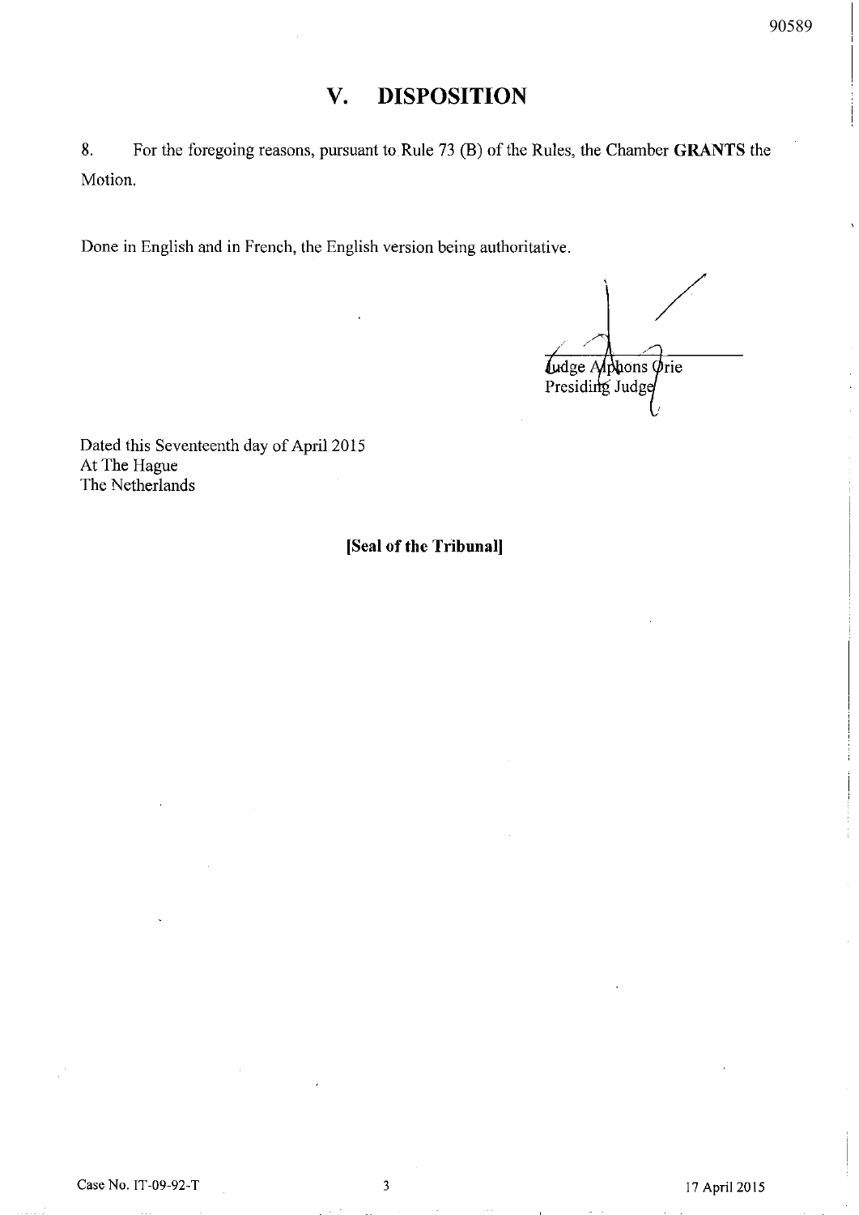## V. DISPOSITION

8. For the foregoing reasons, pursuant to Rule 73 (B) of the Rules, the Chamber **GRANTS** the Motion.

Done in English and in French, the English version being authoritative.

Judge Alphons Orie
Presiding Judge

Dated this Seventeenth day of April 2015
At The Hague
The Netherlands

**[Seal of the Tribunal]**